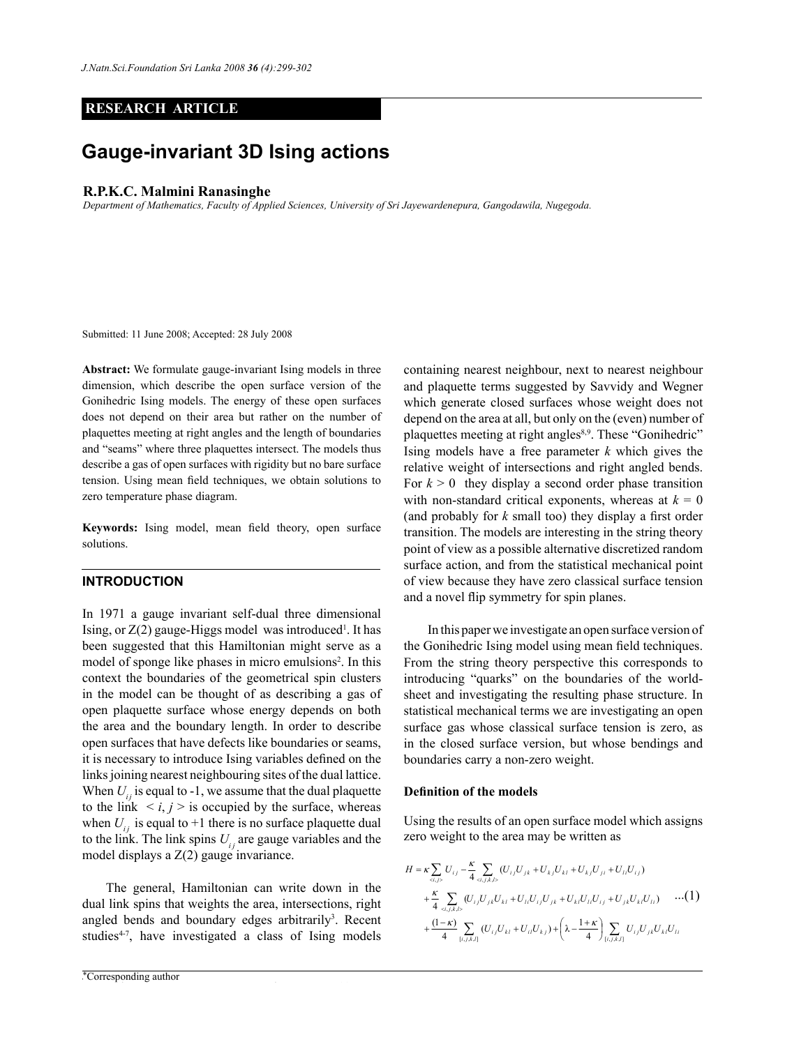RESEARCH ARTICLE

# Gauge-invariant 3D Ising actions

**R.P.K.C. Malmini Ranasinghe**

*Department of Mathematics, Faculty of Applied Sciences, University of Sri Jayewardenepura, Gangodawila, Nugegoda.*

Submitted: 11 June 2008; Accepted: 28 July 2008

**Abstract:** We formulate gauge-invariant Ising models in three dimension, which describe the open surface version of the Gonihedric Ising models. The energy of these open surfaces does not depend on their area but rather on the number of plaquettes meeting at right angles and the length of boundaries and "seams" where three plaquettes intersect. The models thus describe a gas of open surfaces with rigidity but no bare surface tension. Using mean field techniques, we obtain solutions to zero temperature phase diagram.

**Keywords:** Ising model, mean field theory, open surface solutions.

## INTRODUCTION

In 1971 a gauge invariant self-dual three dimensional Ising, or Z(2) gauge-Higgs model was introduced[1]. It has been suggested that this Hamiltonian might serve as a model of sponge like phases in micro emulsions[2]. In this context the boundaries of the geometrical spin clusters in the model can be thought of as describing a gas of open plaquette surface whose energy depends on both the area and the boundary length. In order to describe open surfaces that have defects like boundaries or seams, it is necessary to introduce Ising variables defined on the links joining nearest neighbouring sites of the dual lattice. When $U_{ij}$ is equal to -1, we assume that the dual plaquette to the link $< i, j >$ is occupied by the surface, whereas when $U_{ij}$ is equal to +1 there is no surface plaquette dual to the link. The link spins $U_{ij}$ are gauge variables and the model displays a Z(2) gauge invariance.

The general, Hamiltonian can write down in the dual link spins that weights the area, intersections, right angled bends and boundary edges arbitrarily[3]. Recent studies[4-7], have investigated a class of Ising models containing nearest neighbour, next to nearest neighbour and plaquette terms suggested by Savvidy and Wegner which generate closed surfaces whose weight does not depend on the area at all, but only on the (even) number of plaquettes meeting at right angles[8,9]. These "Gonihedric" Ising models have a free parameter $k$ which gives the relative weight of intersections and right angled bends. For $k > 0$ they display a second order phase transition with non-standard critical exponents, whereas at $k = 0$ (and probably for $k$ small too) they display a first order transition. The models are interesting in the string theory point of view as a possible alternative discretized random surface action, and from the statistical mechanical point of view because they have zero classical surface tension and a novel flip symmetry for spin planes.

In this paper we investigate an open surface version of the Gonihedric Ising model using mean field techniques. From the string theory perspective this corresponds to introducing "quarks" on the boundaries of the world-sheet and investigating the resulting phase structure. In statistical mechanical terms we are investigating an open surface gas whose classical surface tension is zero, as in the closed surface version, but whose bendings and boundaries carry a non-zero weight.

### Definition of the models

Using the results of an open surface model which assigns zero weight to the area may be written as

$$
\begin{aligned}
H = \kappa \sum_{<i,j>} U_{ij} - \frac{\kappa}{4} \sum_{<i,j,k,l>} (U_{ij}U_{jk} + U_{kj}U_{kl} + U_{kj}U_{ji} + U_{li}U_{ij}) \\
+ \frac{\kappa}{4} \sum_{<i,j,k,l>} (U_{ij}U_{jk}U_{kl} + U_{li}U_{ij}U_{jk} + U_{kl}U_{li}U_{ij} + U_{jk}U_{kl}U_{li}) \qquad ...(1) \\
+ \frac{(1-\kappa)}{4} \sum_{[i,j,k,l]} (U_{ij}U_{kl} + U_{il}U_{kj}) + \left(\lambda - \frac{1+\kappa}{4}\right) \sum_{[i,j,k,l]} U_{ij}U_{jk}U_{kl}U_{li}
\end{aligned}
$$

*Corresponding author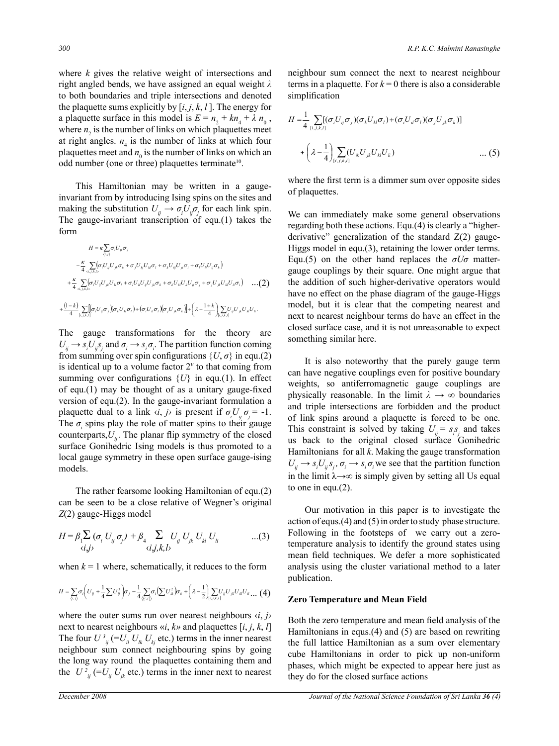where $k$ gives the relative weight of intersections and right angled bends, we have assigned an equal weight $\lambda$ to both boundaries and triple intersections and denoted the plaquette sums explicitly by $[i, j, k, l]$. The energy for a plaquette surface in this model is $E = n_2 + kn_4 + \lambda\, n_0$, where $n_2$ is the number of links on which plaquettes meet at right angles. $n_4$ is the number of links at which four plaquettes meet and $n_0$ is the number of links on which an odd number (one or three) plaquettes terminate[10].

This Hamiltonian may be written in a gauge-invariant from by introducing Ising spins on the sites and making the substitution $U_{ij} \rightarrow \sigma_i U_{ij} \sigma_j$ for each link spin. The gauge-invariant transcription of equ.(1) takes the form

$$
\begin{aligned}
H &= \kappa \sum_{\langle i,j \rangle} \sigma_i U_{ij} \sigma_j \\
&- \frac{\kappa}{4} \sum_{<i,j,k,l>} \left( \sigma_i U_{ij} U_{jk} \sigma_k + \sigma_j U_{kj} U_{kl} \sigma_l + \sigma_k U_{kl} U_{jk} \sigma_i + \sigma_l U_{li} U_{ij} \sigma_k \right) \\
&+ \frac{\kappa}{4} \sum_{<i,j,k,l>} \left( \sigma_i U_{ij} U_{jk} U_{kl} \sigma_l + \sigma_l U_{li} U_{ij} U_{jk} \sigma_k + \sigma_k U_{kl} U_{li} U_{ij} \sigma_j + \sigma_j U_{jk} U_{kl} U_{li} \sigma_i \right) \quad ...(2) \\
&+ \frac{(1-k)}{4} \sum_{[i,j,k,l]} \left[ \left( \sigma_i U_{ij} \sigma_j \right)\left( \sigma_k U_{kl} \sigma_l \right) + \left( \sigma_i U_{il} \sigma_l \right)\left( \sigma_j U_{jk} \sigma_k \right) \right] + \left( \lambda - \frac{1+k}{4} \right) \sum_{[i,j,k,l]} U_{ij} U_{jk} U_{kl} U_{li}.
\end{aligned}
$$

The gauge transformations for the theory are $U_{ij} \rightarrow s_i U_{ij} s_j$ and $\sigma_i \rightarrow s_i \sigma_i$. The partition function coming from summing over spin configurations $\{U, \sigma\}$ in equ.(2) is identical up to a volume factor $2^v$ to that coming from summing over configurations $\{U\}$ in equ.(1). In effect of equ.(1) may be thought of as a unitary gauge-fixed version of equ.(2). In the gauge-invariant formulation a plaquette dual to a link $\langle i, j \rangle$ is present if $\sigma_i U_{ij} \sigma_j = -1$. The $\sigma_i$ spins play the role of matter spins to their gauge counterparts, $U_{ij}$. The planar flip symmetry of the closed surface Gonihedric Ising models is thus promoted to a local gauge symmetry in these open surface gauge-ising models.

The rather fearsome looking Hamiltonian of equ.(2) can be seen to be a close relative of Wegner's original $Z(2)$ gauge-Higgs model

$$
H = \beta_1 \sum_{\langle i,j \rangle} (\sigma_i\, U_{ij}\, \sigma_j) + \beta_4 \sum_{\langle i,j,k,l \rangle} U_{ij}\, U_{jk}\, U_{kl}\, U_{li} \quad ...(3)
$$

when $k = 1$ where, schematically, it reduces to the form

$$
H = \sum_{\langle i,j \rangle} \sigma_i \left( U_{ij} + \frac{1}{4} \sum U_{ij}^3 \right) \sigma_j - \frac{1}{4} \sum_{\langle\langle i,j \rangle\rangle} \sigma_i \left( \sum U_{ik}^2 \right) \sigma_k + \left( \lambda - \frac{1}{2} \right) \sum_{[i,j,k,l]} U_{ij} U_{jk} U_{kl} U_{li} \ ... (4)
$$

where the outer sums run over nearest neighbours $\langle i, j \rangle$ next to nearest neighbours $\langle\langle i, k \rangle\rangle$ and plaquettes $[i, j, k, l]$ The four $U^3_{ij}$ $(=U_{il}\, U_{lk}\, U_{kj}$ etc.) terms in the inner nearest neighbour sum connect neighbouring spins by going the long way round the plaquettes containing them and the $U^2_{ij}$ $(=U_{ij}\, U_{jk}$ etc.) terms in the inner next to nearest neighbour sum connect the next to nearest neighbour terms in a plaquette. For $k = 0$ there is also a considerable simplification

$$
H = \frac{1}{4} \sum_{[i,j,k,l]} [(\sigma_i U_{ij} \sigma_j)(\sigma_k U_{kl} \sigma_l) + (\sigma_i U_{il} \sigma_l)(\sigma_j U_{jk} \sigma_k)]
$$

$$
+ \left( \lambda - \frac{1}{4} \right) \sum_{[i,j,k,l]} (U_{ik} U_{jk} U_{kl} U_{li}) \quad ... (5)
$$

where the first term is a dimmer sum over opposite sides of plaquettes.

We can immediately make some general observations regarding both these actions. Equ.(4) is clearly a "higher-derivative" generalization of the standard Z(2) gauge-Higgs model in equ.(3), retaining the lower order terms. Equ.(5) on the other hand replaces the $\sigma U \sigma$ matter-gauge couplings by their square. One might argue that the addition of such higher-derivative operators would have no effect on the phase diagram of the gauge-Higgs model, but it is clear that the competing nearest and next to nearest neighbour terms do have an effect in the closed surface case, and it is not unreasonable to expect something similar here.

It is also noteworthy that the purely gauge term can have negative couplings even for positive boundary weights, so antiferromagnetic gauge couplings are physically reasonable. In the limit $\lambda \rightarrow \infty$ boundaries and triple intersections are forbidden and the product of link spins around a plaquette is forced to be one. This constraint is solved by taking $U_{ij} = s_i s_j$ and takes us back to the original closed surface Gonihedric Hamiltonians for all $k$. Making the gauge transformation $U_{ij} \rightarrow s_i U_{ij} s_j$, $\sigma_i \rightarrow s_i \sigma_i$ we see that the partition function in the limit $\lambda \rightarrow \infty$ is simply given by setting all Us equal to one in equ.(2).

Our motivation in this paper is to investigate the action of equs.(4) and (5) in order to study phase structure. Following in the footsteps of we carry out a zero-temperature analysis to identify the ground states using mean field techniques. We defer a more sophisticated analysis using the cluster variational method to a later publication.

## Zero Temperature and Mean Field

Both the zero temperature and mean field analysis of the Hamiltonians in equs.(4) and (5) are based on rewriting the full lattice Hamiltonian as a sum over elementary cube Hamiltonians in order to pick up non-uniform phases, which might be expected to appear here just as they do for the closed surface actions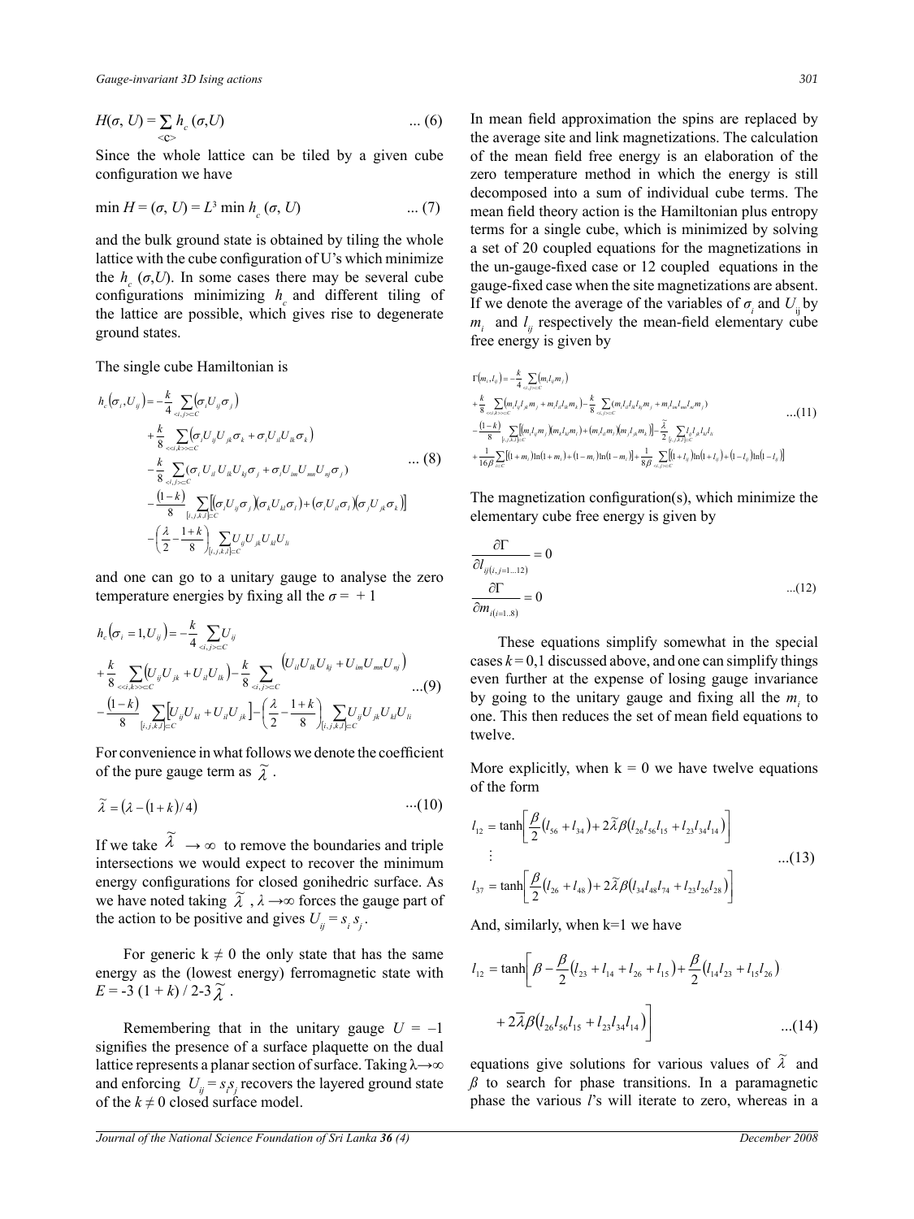$$H(\sigma, U) = \sum_{<c>} h_c(\sigma, U) \qquad \text{... (6)}$$

Since the whole lattice can be tiled by a given cube configuration we have

$$\min H = (\sigma, U) = L^3 \min h_c(\sigma, U) \qquad \text{... (7)}$$

and the bulk ground state is obtained by tiling the whole lattice with the cube configuration of U's which minimize the $h_c(\sigma, U)$. In some cases there may be several cube configurations minimizing $h_c$ and different tiling of the lattice are possible, which gives rise to degenerate ground states.

The single cube Hamiltonian is

$$\begin{aligned}
h_c(\sigma_i, U_{ij}) = & -\frac{k}{4}\sum_{<i,j>\subset C}(\sigma_i U_{ij}\sigma_j) \\
& + \frac{k}{8}\sum_{<<i,k>>\subset C}(\sigma_i U_{ij}U_{jk}\sigma_k + \sigma_i U_{il}U_{lk}\sigma_k) \\
& - \frac{k}{8}\sum_{<i,j>\subset C}(\sigma_i U_{il}U_{lk}U_{kj}\sigma_j + \sigma_i U_{im}U_{mn}U_{nj}\sigma_j) \\
& - \frac{(1-k)}{8}\sum_{[i,j,k,l]\subset C}\left[(\sigma_i U_{ij}\sigma_j)(\sigma_k U_{kl}\sigma_l) + (\sigma_i U_{il}\sigma_l)(\sigma_j U_{jk}\sigma_k)\right] \\
& - \left(\frac{\lambda}{2} - \frac{1+k}{8}\right)\sum_{[i,j,k,l]\subset C} U_{ij}U_{jk}U_{kl}U_{li}
\end{aligned} \qquad \text{... (8)}$$

and one can go to a unitary gauge to analyse the zero temperature energies by fixing all the $\sigma = +1$

$$\begin{aligned}
h_c(\sigma_i = 1, U_{ij}) = & -\frac{k}{4}\sum_{<i,j>\subset C} U_{ij} \\
& + \frac{k}{8}\sum_{<<i,k>>\subset C}(U_{ij}U_{jk} + U_{il}U_{lk}) - \frac{k}{8}\sum_{<i,j>\subset C}(U_{il}U_{lk}U_{kj} + U_{im}U_{mn}U_{nj}) \\
& - \frac{(1-k)}{8}\sum_{[i,j,k,l]\subset C}\left[U_{ij}U_{kl} + U_{il}U_{jk}\right] - \left(\frac{\lambda}{2} - \frac{1+k}{8}\right)\sum_{[i,j,k,l]\subset C} U_{ij}U_{jk}U_{kl}U_{li}
\end{aligned} \qquad \text{...(9)}$$

For convenience in what follows we denote the coefficient of the pure gauge term as $\tilde{\lambda}$.

$$\tilde{\lambda} = (\lambda - (1+k)/4) \qquad \text{...(10)}$$

If we take $\tilde{\lambda} \to \infty$ to remove the boundaries and triple intersections we would expect to recover the minimum energy configurations for closed gonihedric surface. As we have noted taking $\tilde{\lambda}$, $\lambda \to \infty$ forces the gauge part of the action to be positive and gives $U_{ij} = s_i s_j$.

For generic $k \neq 0$ the only state that has the same energy as the (lowest energy) ferromagnetic state with $E = -3(1+k)/2 - 3\tilde{\lambda}$.

Remembering that in the unitary gauge $U = -1$ signifies the presence of a surface plaquette on the dual lattice represents a planar section of surface. Taking $\lambda \to \infty$ and enforcing $U_{ij} = s_i s_j$ recovers the layered ground state of the $k \neq 0$ closed surface model.

In mean field approximation the spins are replaced by the average site and link magnetizations. The calculation of the mean field free energy is an elaboration of the zero temperature method in which the energy is still decomposed into a sum of individual cube terms. The mean field theory action is the Hamiltonian plus entropy terms for a single cube, which is minimized by solving a set of 20 coupled equations for the magnetizations in the un-gauge-fixed case or 12 coupled equations in the gauge-fixed case when the site magnetizations are absent. If we denote the average of the variables of $\sigma_i$ and $U_{ij}$ by $m_i$ and $l_{ij}$ respectively the mean-field elementary cube free energy is given by

$$\begin{aligned}
\Gamma(m_i, l_{ij}) = & -\frac{k}{4}\sum_{<i,j>\subset C}(m_i l_{ij} m_j) \\
& + \frac{k}{8}\sum_{<<i,k>>\subset C}(m_i l_{ij} l_{jk} m_j + m_i l_{il} l_{lk} m_k) - \frac{k}{8}\sum_{<i,j>\subset C}(m_i l_{il} l_{lk} l_{kj} m_j + m_i l_{im} l_{mn} l_{nj} m_j) \\
& - \frac{(1-k)}{8}\sum_{[i,j,k,l]\subset C}\left[(m_i l_{ij} m_j)(m_k l_{kl} m_l) + (m_i l_{il} m_l)(m_j l_{jk} m_k)\right] - \frac{\tilde{\lambda}}{2}\sum_{[i,j,k,l]\subset C} l_{ij} l_{jk} l_{kl} l_{li} \\
& + \frac{1}{16\beta}\sum_{i\subset C}\left[(1+m_i)\ln(1+m_i) + (1-m_i)\ln(1-m_i)\right] + \frac{1}{8\beta}\sum_{<i,j>\subset C}\left[(1+l_{ij})\ln(1+l_{ij}) + (1-l_{ij})\ln(1-l_{ij})\right]
\end{aligned} \qquad \text{...(11)}$$

The magnetization configuration(s), which minimize the elementary cube free energy is given by

$$\begin{aligned}
\frac{\partial \Gamma}{\partial l_{ij(i,j=1\ldots 12)}} &= 0 \\
\frac{\partial \Gamma}{\partial m_{i(i=1..8)}} &= 0
\end{aligned} \qquad \text{...(12)}$$

These equations simplify somewhat in the special cases $k = 0,1$ discussed above, and one can simplify things even further at the expense of losing gauge invariance by going to the unitary gauge and fixing all the $m_i$ to one. This then reduces the set of mean field equations to twelve.

More explicitly, when $k = 0$ we have twelve equations of the form

$$\begin{aligned}
l_{12} &= \tanh\left[\frac{\beta}{2}(l_{56} + l_{34}) + 2\tilde{\lambda}\beta(l_{26}l_{56}l_{15} + l_{23}l_{34}l_{14})\right] \\
&\vdots \\
l_{37} &= \tanh\left[\frac{\beta}{2}(l_{26} + l_{48}) + 2\tilde{\lambda}\beta(l_{34}l_{48}l_{74} + l_{23}l_{26}l_{28})\right]
\end{aligned} \qquad \text{...(13)}$$

And, similarly, when k=1 we have

$$\begin{aligned}
l_{12} = \tanh\Big[&\beta - \frac{\beta}{2}(l_{23} + l_{14} + l_{26} + l_{15}) + \frac{\beta}{2}(l_{14}l_{23} + l_{15}l_{26}) \\
&+ 2\tilde{\lambda}\beta(l_{26}l_{56}l_{15} + l_{23}l_{34}l_{14})\Big]
\end{aligned} \qquad \text{...(14)}$$

equations give solutions for various values of $\tilde{\lambda}$ and $\beta$ to search for phase transitions. In a paramagnetic phase the various $l$'s will iterate to zero, whereas in a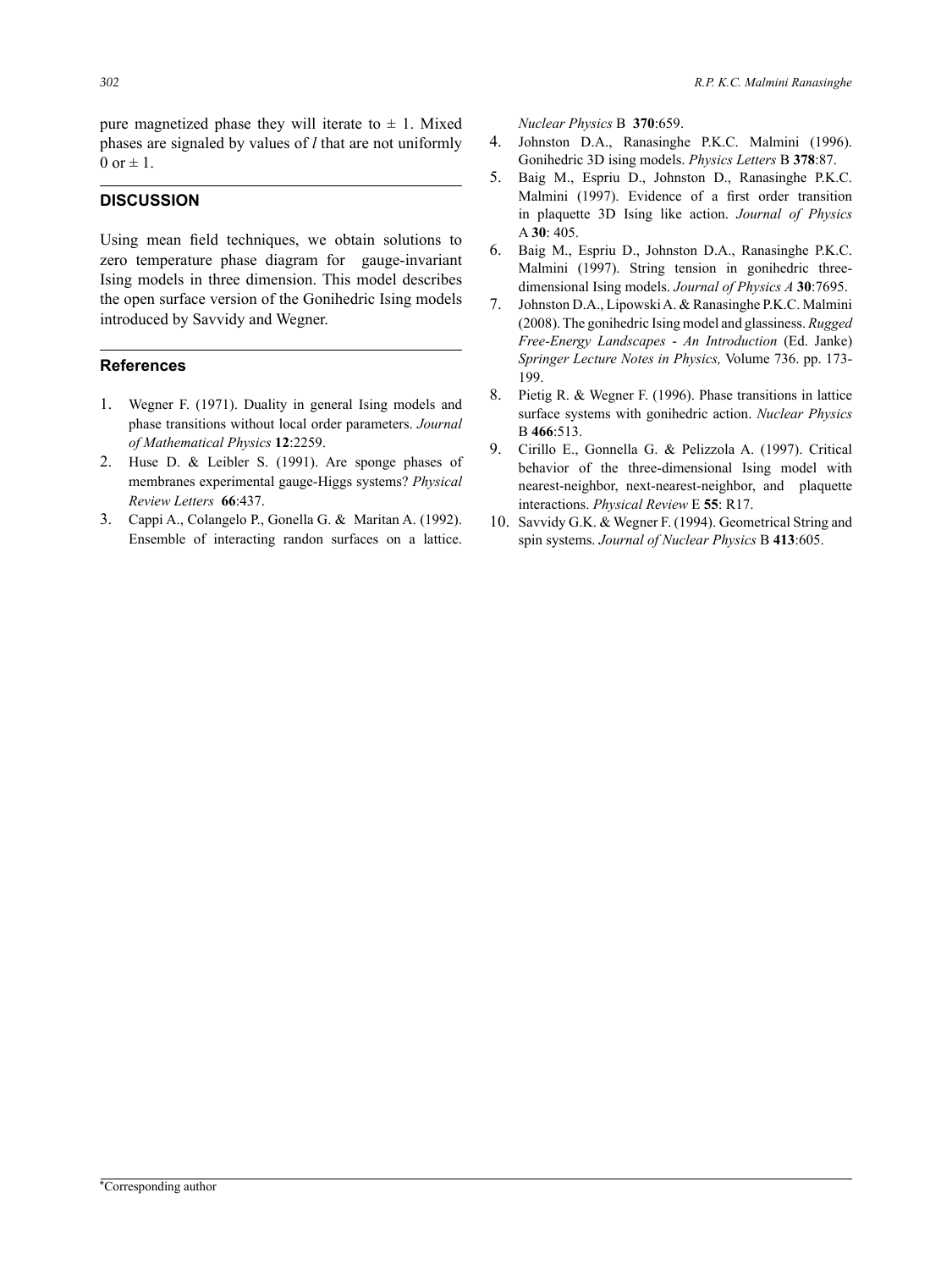pure magnetized phase they will iterate to $\pm$ 1. Mixed phases are signaled by values of $l$ that are not uniformly 0 or $\pm$ 1.

## DISCUSSION

Using mean field techniques, we obtain solutions to zero temperature phase diagram for gauge-invariant Ising models in three dimension. This model describes the open surface version of the Gonihedric Ising models introduced by Savvidy and Wegner.

## References

1. Wegner F. (1971). Duality in general Ising models and phase transitions without local order parameters. *Journal of Mathematical Physics* **12**:2259.
2. Huse D. & Leibler S. (1991). Are sponge phases of membranes experimental gauge-Higgs systems? *Physical Review Letters* **66**:437.
3. Cappi A., Colangelo P., Gonella G. & Maritan A. (1992). Ensemble of interacting randon surfaces on a lattice. *Nuclear Physics* B **370**:659.
4. Johnston D.A., Ranasinghe P.K.C. Malmini (1996). Gonihedric 3D ising models. *Physics Letters* B **378**:87.
5. Baig M., Espriu D., Johnston D., Ranasinghe P.K.C. Malmini (1997). Evidence of a first order transition in plaquette 3D Ising like action. *Journal of Physics* A **30**: 405.
6. Baig M., Espriu D., Johnston D.A., Ranasinghe P.K.C. Malmini (1997). String tension in gonihedric three-dimensional Ising models. *Journal of Physics A* **30**:7695.
7. Johnston D.A., Lipowski A. & Ranasinghe P.K.C. Malmini (2008). The gonihedric Ising model and glassiness. *Rugged Free-Energy Landscapes - An Introduction* (Ed. Janke) *Springer Lecture Notes in Physics,* Volume 736. pp. 173-199.
8. Pietig R. & Wegner F. (1996). Phase transitions in lattice surface systems with gonihedric action. *Nuclear Physics* B **466**:513.
9. Cirillo E., Gonnella G. & Pelizzola A. (1997). Critical behavior of the three-dimensional Ising model with nearest-neighbor, next-nearest-neighbor, and plaquette interactions. *Physical Review* E **55**: R17.
10. Savvidy G.K. & Wegner F. (1994). Geometrical String and spin systems. *Journal of Nuclear Physics* B **413**:605.

*Corresponding author